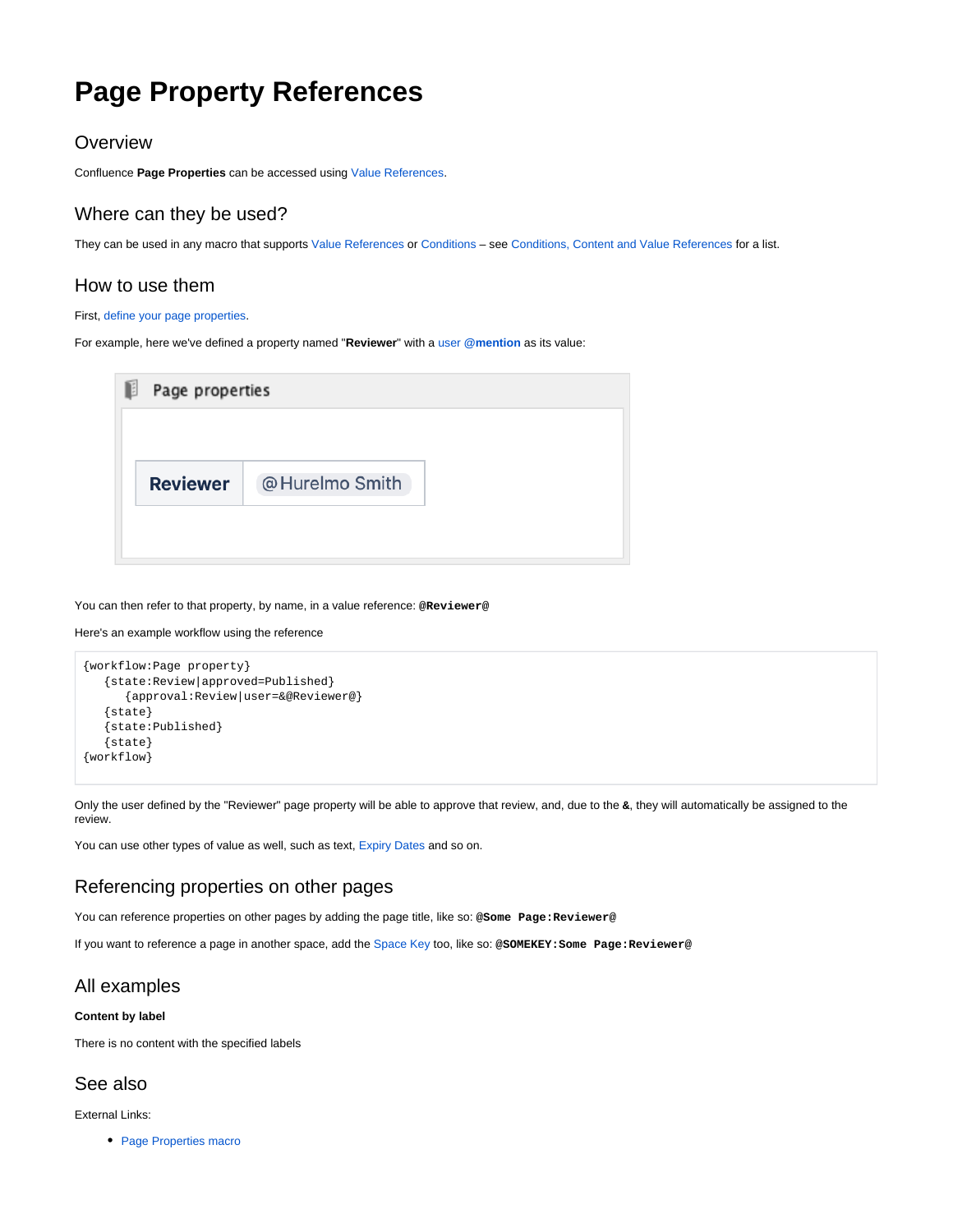# Page Property References

## Overview

Confluence **Page Properties** can be accessed using Value References.

## Where can they be used?

They can be used in any macro that supports Value References or Conditions – see Conditions, Content and Value References for a list.

## How to use them

First, define your page properties.

For example, here we've defined a property named "**Reviewer**" with a user **@mention** as its value:

| Page properties | |
|---|---|
| **Reviewer** | @Hurelmo Smith |

You can then refer to that property, by name, in a value reference: **`@Reviewer@`**

Here's an example workflow using the reference

```
{workflow:Page property}
   {state:Review|approved=Published}
      {approval:Review|user=&@Reviewer@}
   {state}
   {state:Published}
   {state}
{workflow}
```

Only the user defined by the "Reviewer" page property will be able to approve that review, and, due to the **&**, they will automatically be assigned to the review.

You can use other types of value as well, such as text, Expiry Dates and so on.

## Referencing properties on other pages

You can reference properties on other pages by adding the page title, like so: **`@Some Page:Reviewer@`**

If you want to reference a page in another space, add the Space Key too, like so: **`@SOMEKEY:Some Page:Reviewer@`**

## All examples

**Content by label**

There is no content with the specified labels

## See also

External Links:

- Page Properties macro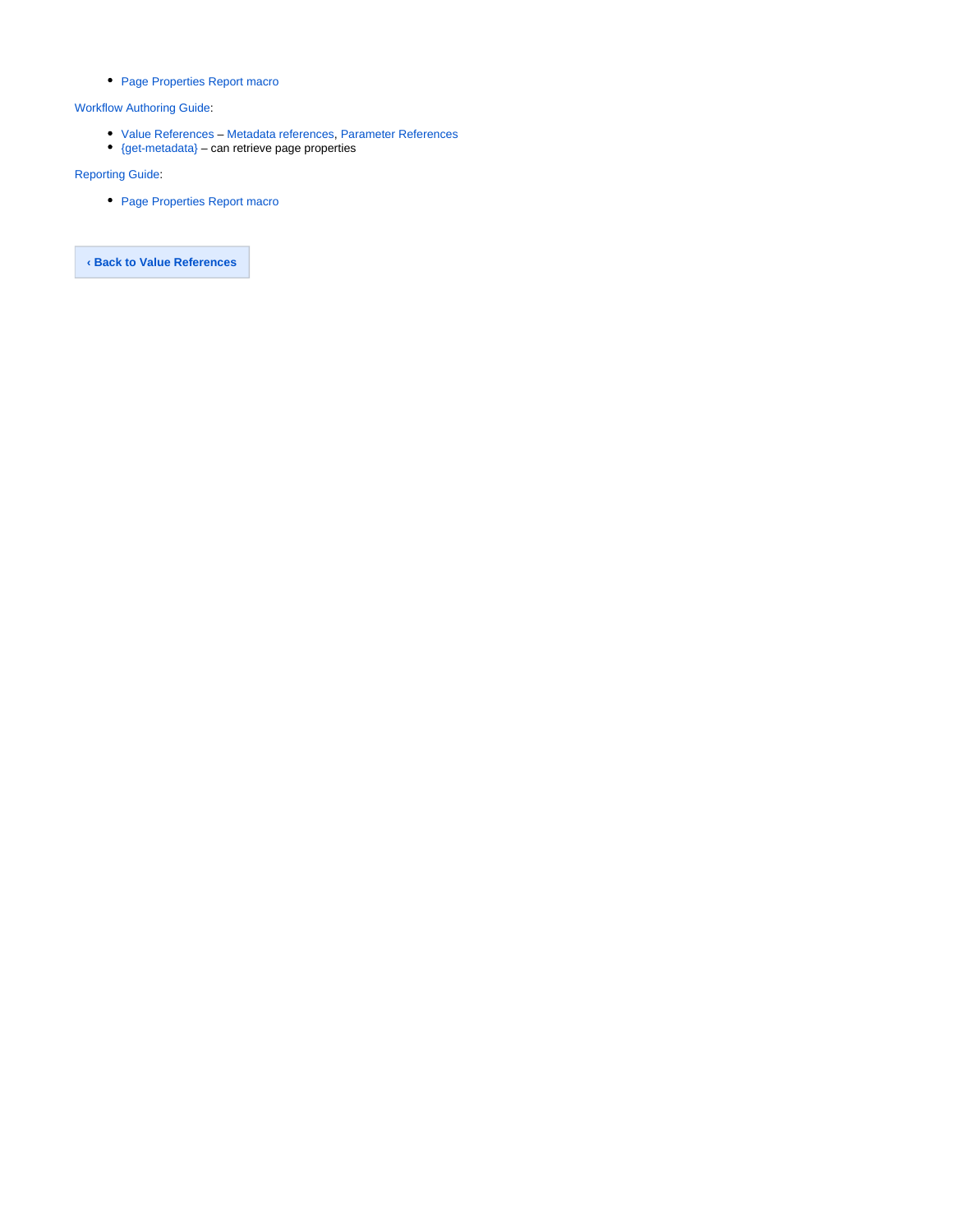- Page Properties Report macro

Workflow Authoring Guide:

- Value References – Metadata references, Parameter References
- {get-metadata} – can retrieve page properties

Reporting Guide:

- Page Properties Report macro

**‹ Back to Value References**